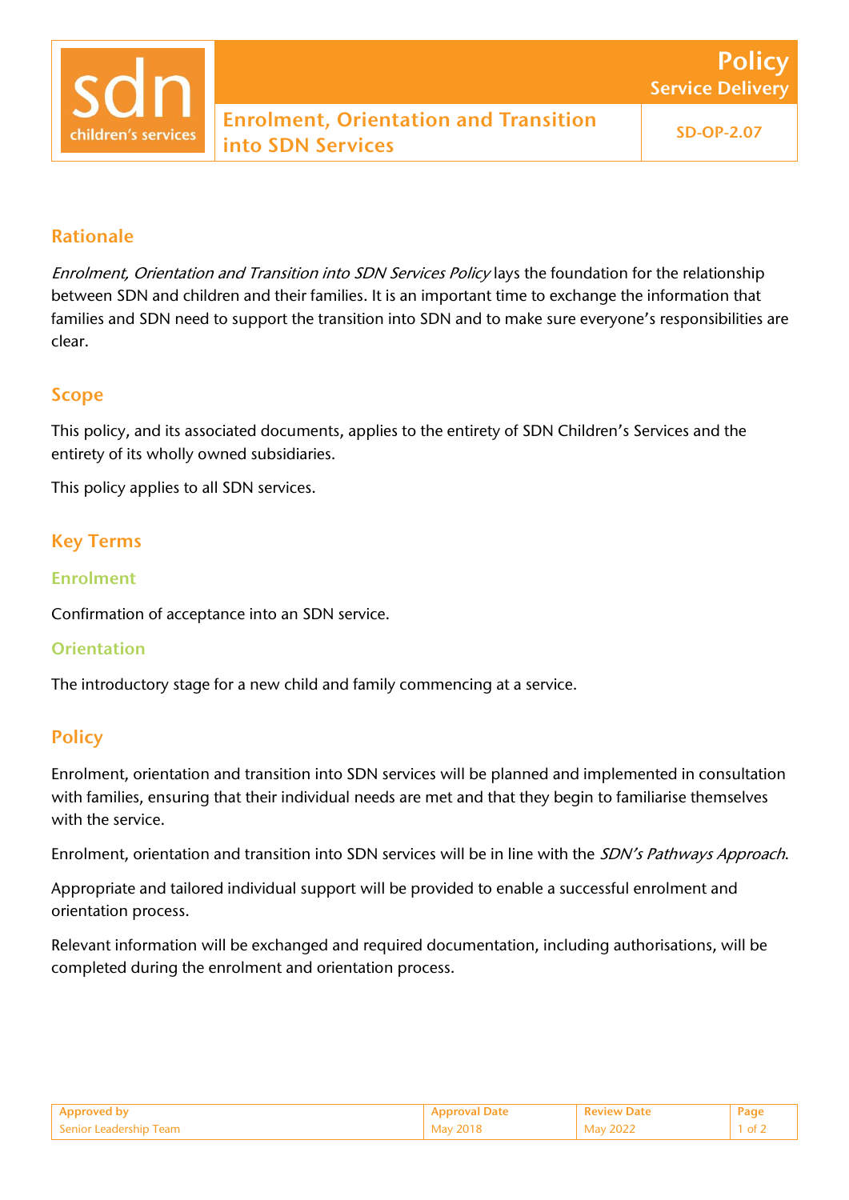# Enrolment, Orientation and Transition into SDN Services

**Policy** — Service Delivery — SD-OP-2.07

## Rationale

*Enrolment, Orientation and Transition into SDN Services Policy* lays the foundation for the relationship between SDN and children and their families. It is an important time to exchange the information that families and SDN need to support the transition into SDN and to make sure everyone's responsibilities are clear.

## Scope

This policy, and its associated documents, applies to the entirety of SDN Children's Services and the entirety of its wholly owned subsidiaries.

This policy applies to all SDN services.

## Key Terms

### Enrolment

Confirmation of acceptance into an SDN service.

### Orientation

The introductory stage for a new child and family commencing at a service.

## Policy

Enrolment, orientation and transition into SDN services will be planned and implemented in consultation with families, ensuring that their individual needs are met and that they begin to familiarise themselves with the service.

Enrolment, orientation and transition into SDN services will be in line with the *SDN's Pathways Approach*.

Appropriate and tailored individual support will be provided to enable a successful enrolment and orientation process.

Relevant information will be exchanged and required documentation, including authorisations, will be completed during the enrolment and orientation process.

| Approved by | Approval Date | Review Date |
|---|---|---|
| Senior Leadership Team | May 2018 | May 2022 |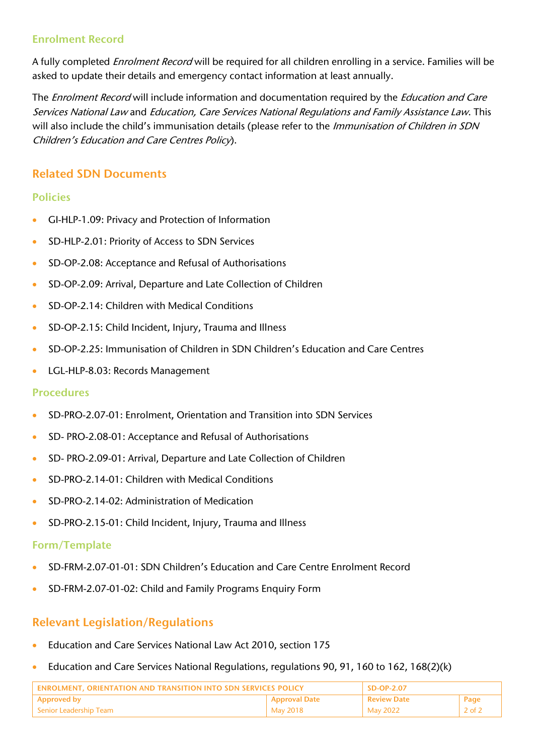### Enrolment Record

A fully completed *Enrolment Record* will be required for all children enrolling in a service. Families will be asked to update their details and emergency contact information at least annually.

The *Enrolment Record* will include information and documentation required by the *Education and Care Services National Law* and *Education, Care Services National Regulations and Family Assistance Law*. This will also include the child's immunisation details (please refer to the *Immunisation of Children in SDN Children's Education and Care Centres Policy*).

## Related SDN Documents

### Policies

- GI-HLP-1.09: Privacy and Protection of Information
- SD-HLP-2.01: Priority of Access to SDN Services
- SD-OP-2.08: Acceptance and Refusal of Authorisations
- SD-OP-2.09: Arrival, Departure and Late Collection of Children
- SD-OP-2.14: Children with Medical Conditions
- SD-OP-2.15: Child Incident, Injury, Trauma and Illness
- SD-OP-2.25: Immunisation of Children in SDN Children's Education and Care Centres
- LGL-HLP-8.03: Records Management

### Procedures

- SD-PRO-2.07-01: Enrolment, Orientation and Transition into SDN Services
- SD- PRO-2.08-01: Acceptance and Refusal of Authorisations
- SD- PRO-2.09-01: Arrival, Departure and Late Collection of Children
- SD-PRO-2.14-01: Children with Medical Conditions
- SD-PRO-2.14-02: Administration of Medication
- SD-PRO-2.15-01: Child Incident, Injury, Trauma and Illness

### Form/Template

- SD-FRM-2.07-01-01: SDN Children's Education and Care Centre Enrolment Record
- SD-FRM-2.07-01-02: Child and Family Programs Enquiry Form

## Relevant Legislation/Regulations

- Education and Care Services National Law Act 2010, section 175
- Education and Care Services National Regulations, regulations 90, 91, 160 to 162, 168(2)(k)

| ENROLMENT, ORIENTATION AND TRANSITION INTO SDN SERVICES POLICY | | SD-OP-2.07 | |
|---|---|---|---|
| Approved by | Approval Date | Review Date | Page |
| Senior Leadership Team | May 2018 | May 2022 | 2 of 2 |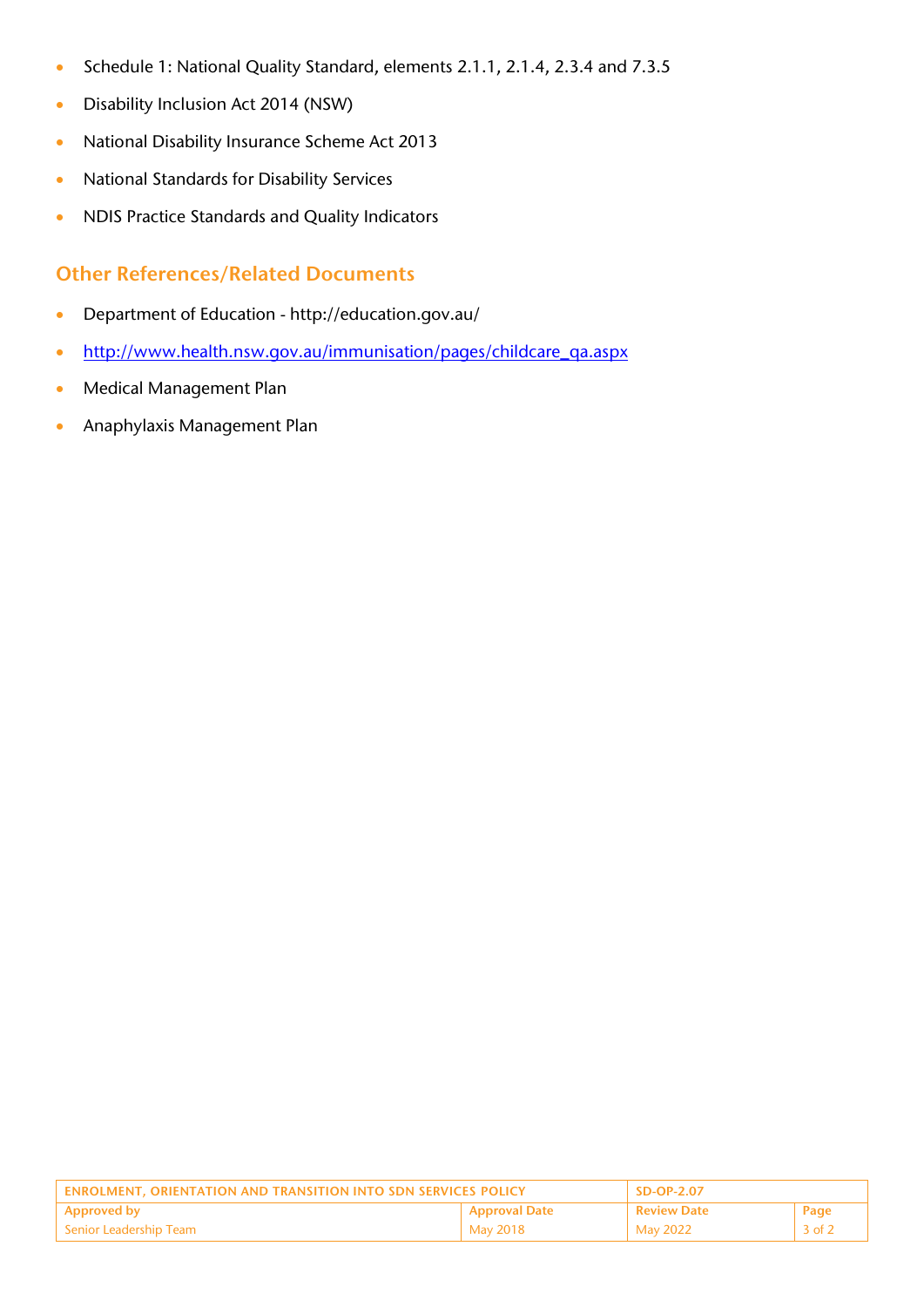- Schedule 1: National Quality Standard, elements 2.1.1, 2.1.4, 2.3.4 and 7.3.5
- Disability Inclusion Act 2014 (NSW)
- National Disability Insurance Scheme Act 2013
- National Standards for Disability Services
- NDIS Practice Standards and Quality Indicators

## Other References/Related Documents

- Department of Education - http://education.gov.au/
- http://www.health.nsw.gov.au/immunisation/pages/childcare_qa.aspx
- Medical Management Plan
- Anaphylaxis Management Plan